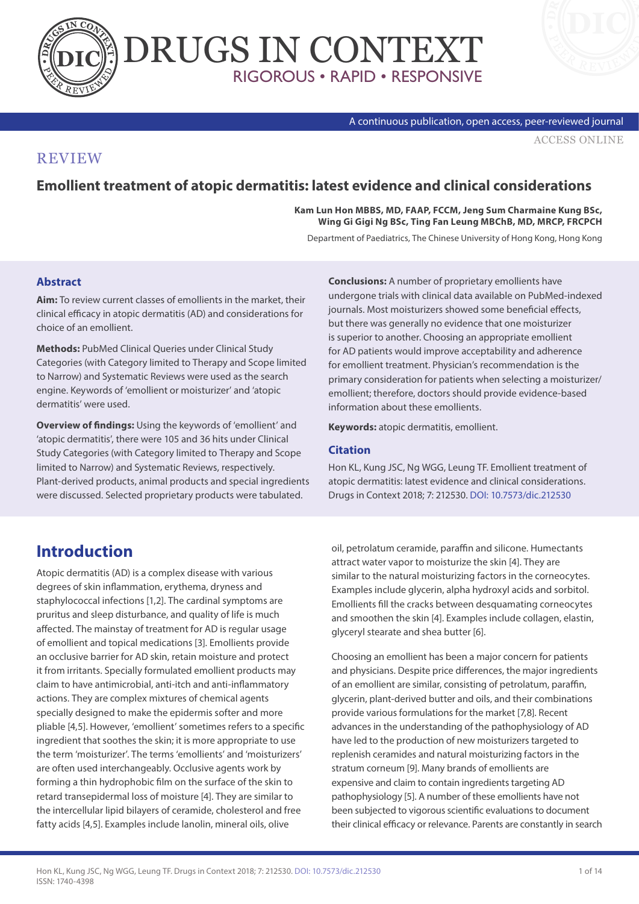# DRUGS IN CONTEXT

RIGOROUS • RAPID • RESPONSIVE

A continuous publication, open access, peer-reviewed journal

ACCESS ONLINE

REVIEW

## Emollient treatment of atopic dermatitis: latest evidence and clinical considerations

**Kam Lun Hon MBBS, MD, FAAP, FCCM, Jeng Sum Charmaine Kung BSc, Wing Gi Gigi Ng BSc, Ting Fan Leung MBChB, MD, MRCP, FRCPCH**

Department of Paediatrics, The Chinese University of Hong Kong, Hong Kong

### Abstract

**Aim:** To review current classes of emollients in the market, their clinical efficacy in atopic dermatitis (AD) and considerations for choice of an emollient.

**Methods:** PubMed Clinical Queries under Clinical Study Categories (with Category limited to Therapy and Scope limited to Narrow) and Systematic Reviews were used as the search engine. Keywords of 'emollient or moisturizer' and 'atopic dermatitis' were used.

**Overview of findings:** Using the keywords of 'emollient' and 'atopic dermatitis', there were 105 and 36 hits under Clinical Study Categories (with Category limited to Therapy and Scope limited to Narrow) and Systematic Reviews, respectively. Plant-derived products, animal products and special ingredients were discussed. Selected proprietary products were tabulated.

**Conclusions:** A number of proprietary emollients have undergone trials with clinical data available on PubMed-indexed journals. Most moisturizers showed some beneficial effects, but there was generally no evidence that one moisturizer is superior to another. Choosing an appropriate emollient for AD patients would improve acceptability and adherence for emollient treatment. Physician's recommendation is the primary consideration for patients when selecting a moisturizer/emollient; therefore, doctors should provide evidence-based information about these emollients.

**Keywords:** atopic dermatitis, emollient.

### Citation

Hon KL, Kung JSC, Ng WGG, Leung TF. Emollient treatment of atopic dermatitis: latest evidence and clinical considerations. Drugs in Context 2018; 7: 212530. DOI: 10.7573/dic.212530

## Introduction

Atopic dermatitis (AD) is a complex disease with various degrees of skin inflammation, erythema, dryness and staphylococcal infections [1,2]. The cardinal symptoms are pruritus and sleep disturbance, and quality of life is much affected. The mainstay of treatment for AD is regular usage of emollient and topical medications [3]. Emollients provide an occlusive barrier for AD skin, retain moisture and protect it from irritants. Specially formulated emollient products may claim to have antimicrobial, anti-itch and anti-inflammatory actions. They are complex mixtures of chemical agents specially designed to make the epidermis softer and more pliable [4,5]. However, 'emollient' sometimes refers to a specific ingredient that soothes the skin; it is more appropriate to use the term 'moisturizer'. The terms 'emollients' and 'moisturizers' are often used interchangeably. Occlusive agents work by forming a thin hydrophobic film on the surface of the skin to retard transepidermal loss of moisture [4]. They are similar to the intercellular lipid bilayers of ceramide, cholesterol and free fatty acids [4,5]. Examples include lanolin, mineral oils, olive oil, petrolatum ceramide, paraffin and silicone. Humectants attract water vapor to moisturize the skin [4]. They are similar to the natural moisturizing factors in the corneocytes. Examples include glycerin, alpha hydroxyl acids and sorbitol. Emollients fill the cracks between desquamating corneocytes and smoothen the skin [4]. Examples include collagen, elastin, glyceryl stearate and shea butter [6].

Choosing an emollient has been a major concern for patients and physicians. Despite price differences, the major ingredients of an emollient are similar, consisting of petrolatum, paraffin, glycerin, plant-derived butter and oils, and their combinations provide various formulations for the market [7,8]. Recent advances in the understanding of the pathophysiology of AD have led to the production of new moisturizers targeted to replenish ceramides and natural moisturizing factors in the stratum corneum [9]. Many brands of emollients are expensive and claim to contain ingredients targeting AD pathophysiology [5]. A number of these emollients have not been subjected to vigorous scientific evaluations to document their clinical efficacy or relevance. Parents are constantly in search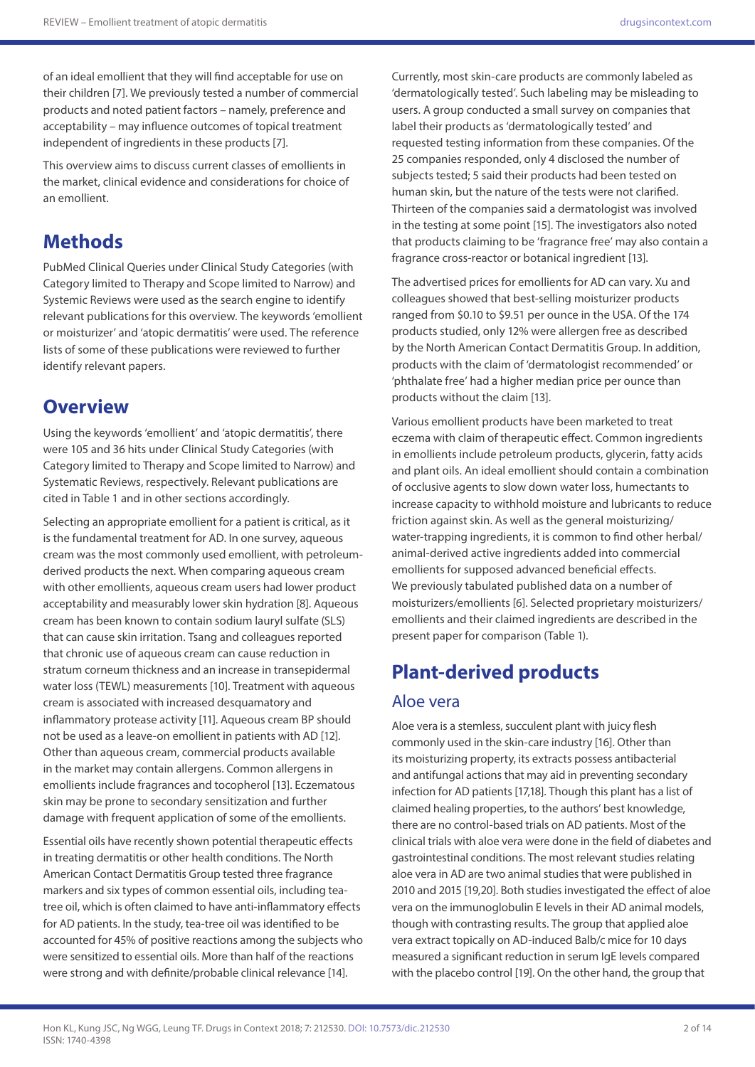of an ideal emollient that they will find acceptable for use on their children [7]. We previously tested a number of commercial products and noted patient factors – namely, preference and acceptability – may influence outcomes of topical treatment independent of ingredients in these products [7].

This overview aims to discuss current classes of emollients in the market, clinical evidence and considerations for choice of an emollient.

# Methods

PubMed Clinical Queries under Clinical Study Categories (with Category limited to Therapy and Scope limited to Narrow) and Systemic Reviews were used as the search engine to identify relevant publications for this overview. The keywords 'emollient or moisturizer' and 'atopic dermatitis' were used. The reference lists of some of these publications were reviewed to further identify relevant papers.

# Overview

Using the keywords 'emollient' and 'atopic dermatitis', there were 105 and 36 hits under Clinical Study Categories (with Category limited to Therapy and Scope limited to Narrow) and Systematic Reviews, respectively. Relevant publications are cited in Table 1 and in other sections accordingly.

Selecting an appropriate emollient for a patient is critical, as it is the fundamental treatment for AD. In one survey, aqueous cream was the most commonly used emollient, with petroleum-derived products the next. When comparing aqueous cream with other emollients, aqueous cream users had lower product acceptability and measurably lower skin hydration [8]. Aqueous cream has been known to contain sodium lauryl sulfate (SLS) that can cause skin irritation. Tsang and colleagues reported that chronic use of aqueous cream can cause reduction in stratum corneum thickness and an increase in transepidermal water loss (TEWL) measurements [10]. Treatment with aqueous cream is associated with increased desquamatory and inflammatory protease activity [11]. Aqueous cream BP should not be used as a leave-on emollient in patients with AD [12]. Other than aqueous cream, commercial products available in the market may contain allergens. Common allergens in emollients include fragrances and tocopherol [13]. Eczematous skin may be prone to secondary sensitization and further damage with frequent application of some of the emollients.

Essential oils have recently shown potential therapeutic effects in treating dermatitis or other health conditions. The North American Contact Dermatitis Group tested three fragrance markers and six types of common essential oils, including tea-tree oil, which is often claimed to have anti-inflammatory effects for AD patients. In the study, tea-tree oil was identified to be accounted for 45% of positive reactions among the subjects who were sensitized to essential oils. More than half of the reactions were strong and with definite/probable clinical relevance [14].

Currently, most skin-care products are commonly labeled as 'dermatologically tested'. Such labeling may be misleading to users. A group conducted a small survey on companies that label their products as 'dermatologically tested' and requested testing information from these companies. Of the 25 companies responded, only 4 disclosed the number of subjects tested; 5 said their products had been tested on human skin, but the nature of the tests were not clarified. Thirteen of the companies said a dermatologist was involved in the testing at some point [15]. The investigators also noted that products claiming to be 'fragrance free' may also contain a fragrance cross-reactor or botanical ingredient [13].

The advertised prices for emollients for AD can vary. Xu and colleagues showed that best-selling moisturizer products ranged from \$0.10 to \$9.51 per ounce in the USA. Of the 174 products studied, only 12% were allergen free as described by the North American Contact Dermatitis Group. In addition, products with the claim of 'dermatologist recommended' or 'phthalate free' had a higher median price per ounce than products without the claim [13].

Various emollient products have been marketed to treat eczema with claim of therapeutic effect. Common ingredients in emollients include petroleum products, glycerin, fatty acids and plant oils. An ideal emollient should contain a combination of occlusive agents to slow down water loss, humectants to increase capacity to withhold moisture and lubricants to reduce friction against skin. As well as the general moisturizing/water-trapping ingredients, it is common to find other herbal/animal-derived active ingredients added into commercial emollients for supposed advanced beneficial effects. We previously tabulated published data on a number of moisturizers/emollients [6]. Selected proprietary moisturizers/emollients and their claimed ingredients are described in the present paper for comparison (Table 1).

# Plant-derived products

## Aloe vera

Aloe vera is a stemless, succulent plant with juicy flesh commonly used in the skin-care industry [16]. Other than its moisturizing property, its extracts possess antibacterial and antifungal actions that may aid in preventing secondary infection for AD patients [17,18]. Though this plant has a list of claimed healing properties, to the authors' best knowledge, there are no control-based trials on AD patients. Most of the clinical trials with aloe vera were done in the field of diabetes and gastrointestinal conditions. The most relevant studies relating aloe vera in AD are two animal studies that were published in 2010 and 2015 [19,20]. Both studies investigated the effect of aloe vera on the immunoglobulin E levels in their AD animal models, though with contrasting results. The group that applied aloe vera extract topically on AD-induced Balb/c mice for 10 days measured a significant reduction in serum IgE levels compared with the placebo control [19]. On the other hand, the group that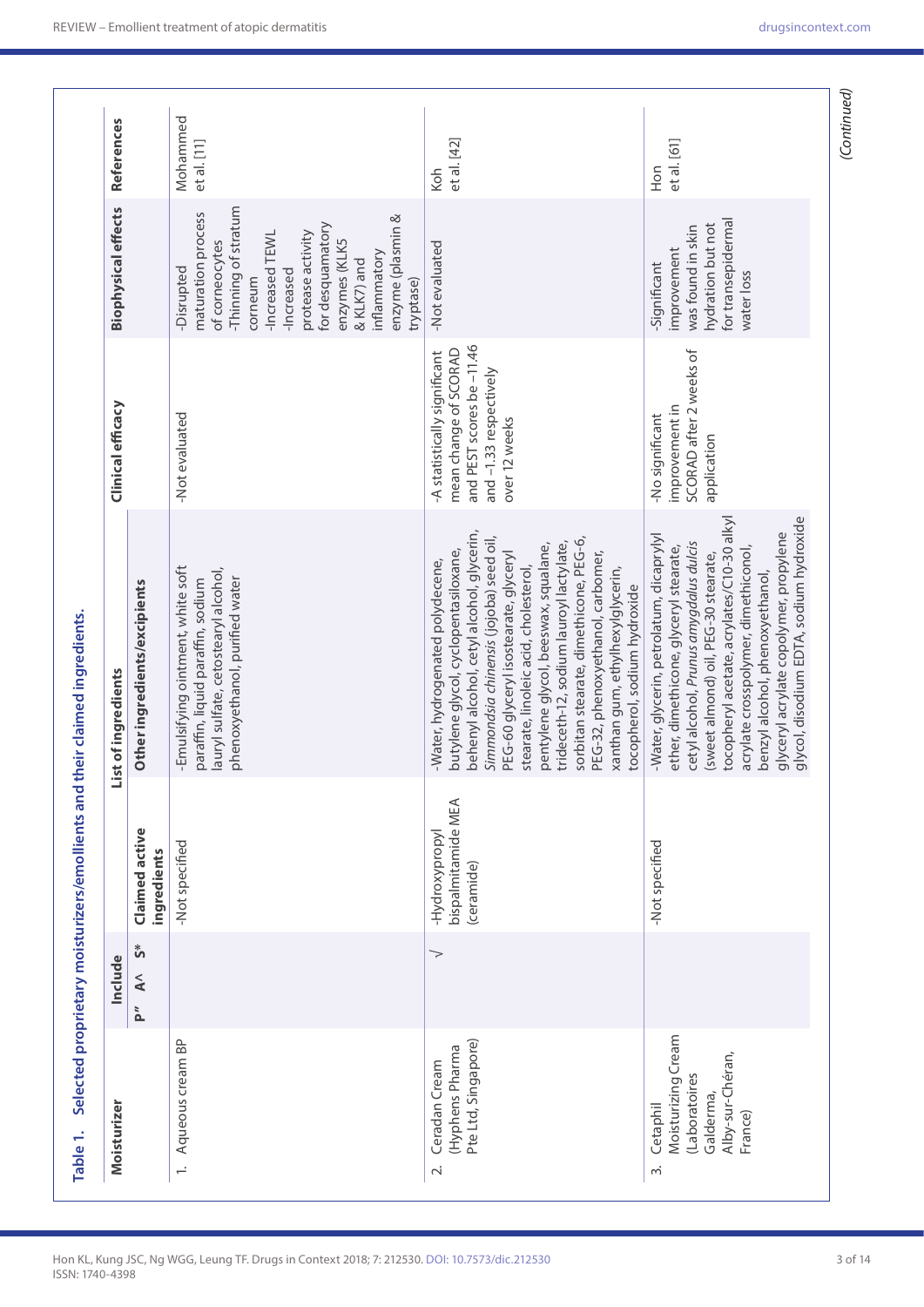**Table 1.** Selected proprietary moisturizers/emollients and their claimed ingredients.

| Moisturizer | Include | | | List of ingredients | | Clinical efficacy | Biophysical effects | References |
|---|---|---|---|---|---|---|---|---|
| | P" | A^ | S* | Claimed active ingredients | Other ingredients/excipients | | | |
| 1. Aqueous cream BP | | | | -Not specified | -Emulsifying ointment, white soft paraffin, liquid paraffin, sodium lauryl sulfate, cetostearyl alcohol, phenoxyethanol, purified water | -Not evaluated | -Disrupted maturation process of corneocytes<br>-Thinning of stratum corneum<br>-Increased TEWL<br>-Increased protease activity for desquamatory enzymes (KLK5 & KLK7) and inflammatory enzyme (plasmin & tryptase) | Mohammed et al. [11] |
| 2. Ceradan Cream (Hyphens Pharma Pte Ltd, Singapore) | | | √ | -Hydroxypropyl bispalmitamide MEA (ceramide) | -Water, hydrogenated polydecene, butylene glycol, cyclopentasiloxane, behenyl alcohol, cetyl alcohol, glycerin, *Simmondsia chinensis* (jojoba) seed oil, PEG-60 glyceryl isostearate, glyceryl stearate, linoleic acid, cholesterol, pentylene glycol, beeswax, squalane, trideceth-12, sodium lauroyl lactylate, sorbitan stearate, dimethicone, PEG-6, PEG-32, phenoxyethanol, carbomer, xanthan gum, ethylhexylglycerin, tocopherol, sodium hydroxide | -A statistically significant mean change of SCORAD and PEST scores be −11.46 and −1.33 respectively over 12 weeks | -Not evaluated | Koh et al. [42] |
| 3. Cetaphil Moisturizing Cream (Laboratoires Galderma, Alby-sur-Chéran, France) | | | | -Not specified | -Water, glycerin, petrolatum, dicaprylyl ether, dimethicone, glyceryl stearate, cetyl alcohol, *Prunus amygdalus dulcis* (sweet almond) oil, PEG-30 stearate, tocopheryl acetate, acrylates/C10-30 alkyl acrylate crosspolymer, dimethiconol, benzyl alcohol, phenoxyethanol, glyceryl acrylate copolymer, propylene glycol, disodium EDTA, sodium hydroxide | -No significant improvement in SCORAD after 2 weeks of application | -Significant improvement was found in skin hydration but not for transepidermal water loss | Hon et al. [61] |

*(Continued)*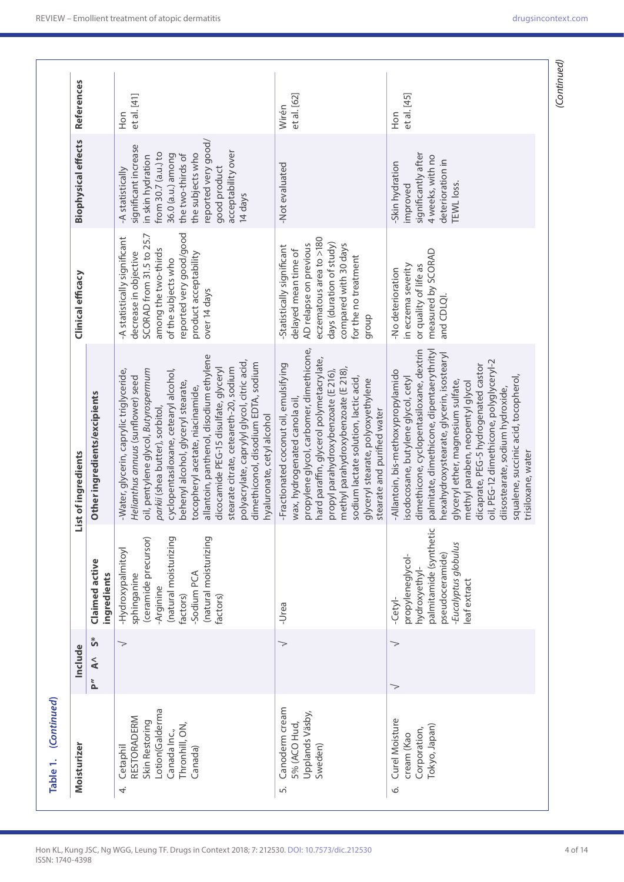**Table 1.** *(Continued)*

| Moisturizer | Include | | | Claimed active ingredients | List of ingredients: Other ingredients/excipients | Clinical efficacy | Biophysical effects | References |
|---|---|---|---|---|---|---|---|---|
| | P" | A^ | S* | | | | | |
| 4. Cetaphil RESTORADERM Skin Restoring Lotion(Galderma Canada Inc., Thronhill, ON, Canada) | | | √ | -Hydroxypalmitoyl sphinganine (ceramide precursor) -Arginine (natural moisturizing factors) -Sodium PCA (natural moisturizing factors) | -Water, glycerin, caprylic triglyceride, *Helianthus annuus* (sunflower) seed oil, pentylene glycol, *Butyrospermum parkii* (shea butter), sorbitol, cyclopentasiloxane, cetearyl alcohol, behenyl alcohol, glyceryl stearate, tocopheryl acetate, niacinamide, allantoin, panthenol, disodium ethylene dicocamide PEG-15 disulfate, glyceryl stearate citrate, ceteareth-20, sodium polyacrylate, caprylyl glycol, citric acid, dimethiconol, disodium EDTA, sodium hyaluronate, cetyl alcohol | -A statistically significant decrease in objective SCORAD from 31.5 to 25.7 among the two-thirds of the subjects who reported very good/good product acceptability over 14 days | -A statistically significant increase in skin hydration from 30.7 (a.u.) to 36.0 (a.u.) among the two-thirds of the subjects who reported very good/good product acceptability over 14 days | Hon et al. [41] |
| 5. Canoderm cream 5% (ACO Hud, Upplands Väsby, Sweden) | | | √ | -Urea | -Fractionated coconut oil, emulsifying wax, hydrogenated canola oil, propylene glycol, carbomer, dimethicone, hard paraffin, glycerol polymetacrylate, propyl parahydroxybenzoate (E 216), methyl parahydroxybenzoate (E 218), sodium lactate solution, lactic acid, glyceryl stearate, polyoxyethylene stearate and purified water | -Statistically significant delayed mean time of AD relapse on previous eczematous area to >180 days (duration of study) compared with 30 days for the no treatment group | -Not evaluated | Wirén et al. [62] |
| 6. Curel Moisture cream (Kao Corporation, Tokyo, Japan) | √ | | √ | -Cetyl-propyleneglycol-hydroxyethyl-palmitamide (synthetic pseudoceramide) -*Eucalyptus globulus* leaf extract | -Allantoin, bis-methoxypropylamido isodocosane, butylene glycol, cetyl dimethicone, cyclopentasiloxane, dextrin palmitate, dimethicone, dipentaerythrityl hexahydroxystearate, glycerin, isostearyl glyceryl ether, magnesium sulfate, methyl paraben, neopentyl glycol dicaprate, PEG-5 hydrogenated castor oil, PEG-12 dimethicone, polyglyceryl-2 diisostearate, sodium hydroxide, squalene, succinic acid, tocopherol, trisiloxane, water | -No deterioration in eczema severity or quality of life as measured by SCORAD and CDLQI. | -Skin hydration improved significantly after 4 weeks, with no deterioration in TEWL loss. | Hon et al. [45] |

*(Continued)*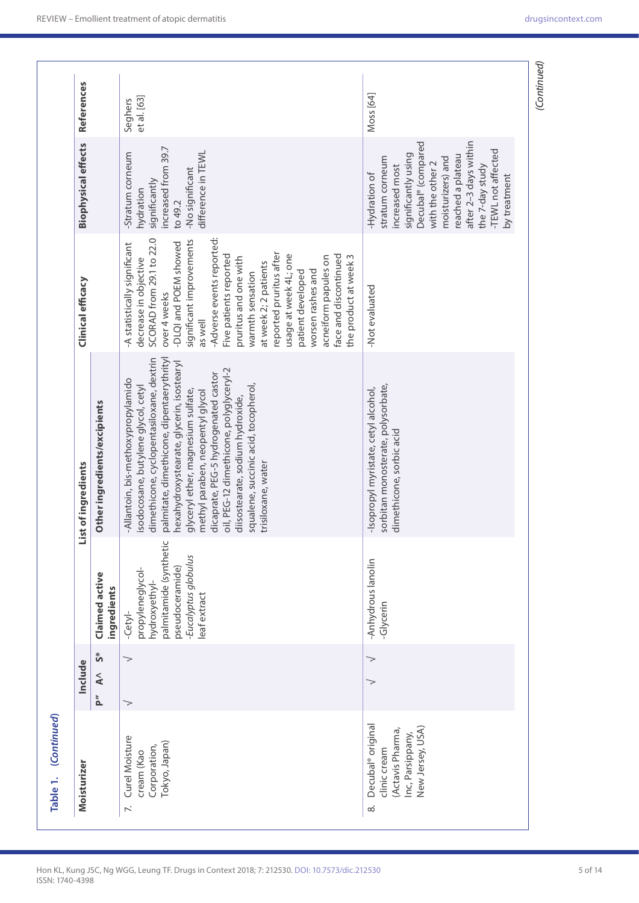**Table 1.** *(Continued)*

| Moisturizer | Include | | | List of ingredients | | Clinical efficacy | Biophysical effects | References |
|---|---|---|---|---|---|---|---|---|
| | P" | A^ | S* | Claimed active ingredients | Other ingredients/excipients | | | |
| 7. Curel Moisture cream (Kao Corporation, Tokyo, Japan) | √ | | √ | -Cetyl-propyleneglycol-hydroxyethyl-palmitamide (synthetic pseudoceramide) -*Eucalyptus globulus* leaf extract | -Allantoin, bis-methoxypropylamido isodocosane, butylene glycol, cetyl dimethicone, cyclopentasiloxane, dextrin palmitate, dimethicone, dipentaerythrityl hexahydroxystearate, glycerin, isostearyl glyceryl ether, magnesium sulfate, methyl paraben, neopentyl glycol dicaprate, PEG-5 hydrogenated castor oil, PEG-12 dimethicone, polyglyceryl-2 diisostearate, sodium hydroxide, squalene, succinic acid, tocopherol, trisiloxane, water | -A statistically significant decrease in objective SCORAD from 29.1 to 22.0 over 4 weeks -DLQI and POEM showed significant improvements as well -Adverse events reported: Five patients reported pruritus and one with warmth sensation at week 2; 2 patients reported pruritus after usage at week 4L; one patient developed worsen rashes and acneiform papules on face and discontinued the product at week 3 | -Stratum corneum hydration significantly increased from 39.7 to 49.2 -No significant difference in TEWL | Seghers et al. [63] |
| 8. Decubal® original clinic cream (Actavis Pharma, Inc, Parsippany, New Jersey, USA) | | √ | √ | -Anhydrous lanolin -Glycerin | -Isopropyl myristate, cetyl alcohol, sorbitan monosterate, polysorbate, dimethicone, sorbic acid | -Not evaluated | -Hydration of stratum corneum increased most significantly using Decubal® (compared with the other 2 moisturizers) and reached a plateau after 2–3 days within the 7-day study -TEWL not affected by treatment | Moss [64] |

*(Continued)*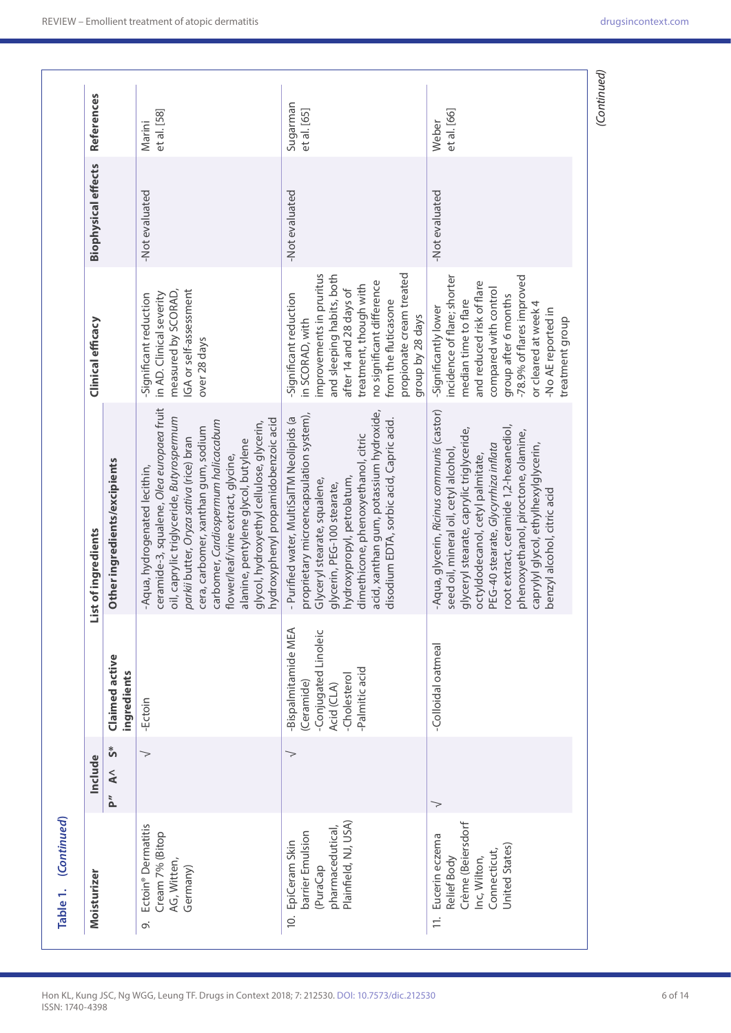**Table 1. (Continued)**

| Moisturizer | Include | | | Claimed active ingredients | Other ingredients/excipients | Clinical efficacy | Biophysical effects | References |
|---|---|---|---|---|---|---|---|---|
| | P" | A^ | S* | | | | | |
| 9. Ectoin® Dermatitis Cream 7% (Bitop AG, Witten, Germany) | | | √ | -Ectoin | -Aqua, hydrogenated lecithin, ceramide-3, squalene, *Olea europaea* fruit oil, caprylic triglyceride, *Butyrospermum parkii* butter, *Oryza sativa* (rice) bran cera, carbomer, xanthan gum, sodium carbomer, *Cardiospermum halicacabum* flower/leaf/vine extract, glycine, alanine, pentylene glycol, butylene glycol, hydroxyethyl cellulose, glycerin, hydroxyphenyl propamidobenzoic acid | -Significant reduction in AD. Clinical severity measured by SCORAD, IGA or self-assessment over 28 days | -Not evaluated | Marini et al. [58] |
| 10. EpiCeram Skin barrier Emulsion (PuraCap pharmaceutical, Plainfield, NJ, USA) | | | √ | -Bispalmitamide MEA (Ceramide)<br>-Conjugated Linoleic Acid (CLA)<br>-Cholesterol<br>-Palmitic acid | - Purified water, MultiSalTM Neolipids (a proprietary microencapsulation system), Glyceryl stearate, squalene, glycerin, PEG-100 stearate, hydroxypropyl, petrolatum, dimethicone, phenoxyethanol, citric acid, xanthan gum, potassium hydroxide, disodium EDTA, sorbic acid, Capric acid. | -Significant reduction in SCORAD, with improvements in pruritus and sleeping habits, both after 14 and 28 days of treatment, though with no significant difference from the fluticasone propionate cream treated group by 28 days | -Not evaluated | Sugarman et al. [65] |
| 11. Eucerin eczema Relief Body Crème (Beiersdorf Inc, Wilton, Connecticut, United States) | √ | | | -Colloidal oatmeal | -Aqua, glycerin, *Ricinus communis* (castor) seed oil, mineral oil, cetyl alcohol, glyceryl stearate, caprylic triglyceride, octyldodecanol, cetyl palmitate, PEG-40 stearate, *Glycyrrhiza inflata* root extract, ceramide 1,2-hexanediol, phenoxyethanol, piroctone, olamine, caprylyl glycol, ethylhexylglycerin, benzyl alcohol, citric acid | -Significantly lower incidence of flare; shorter median time to flare and reduced risk of flare compared with control group after 6 months<br>-78.9% of flares improved or cleared at week 4<br>-No AE reported in treatment group | -Not evaluated | Weber et al. [66] |

*(Continued)*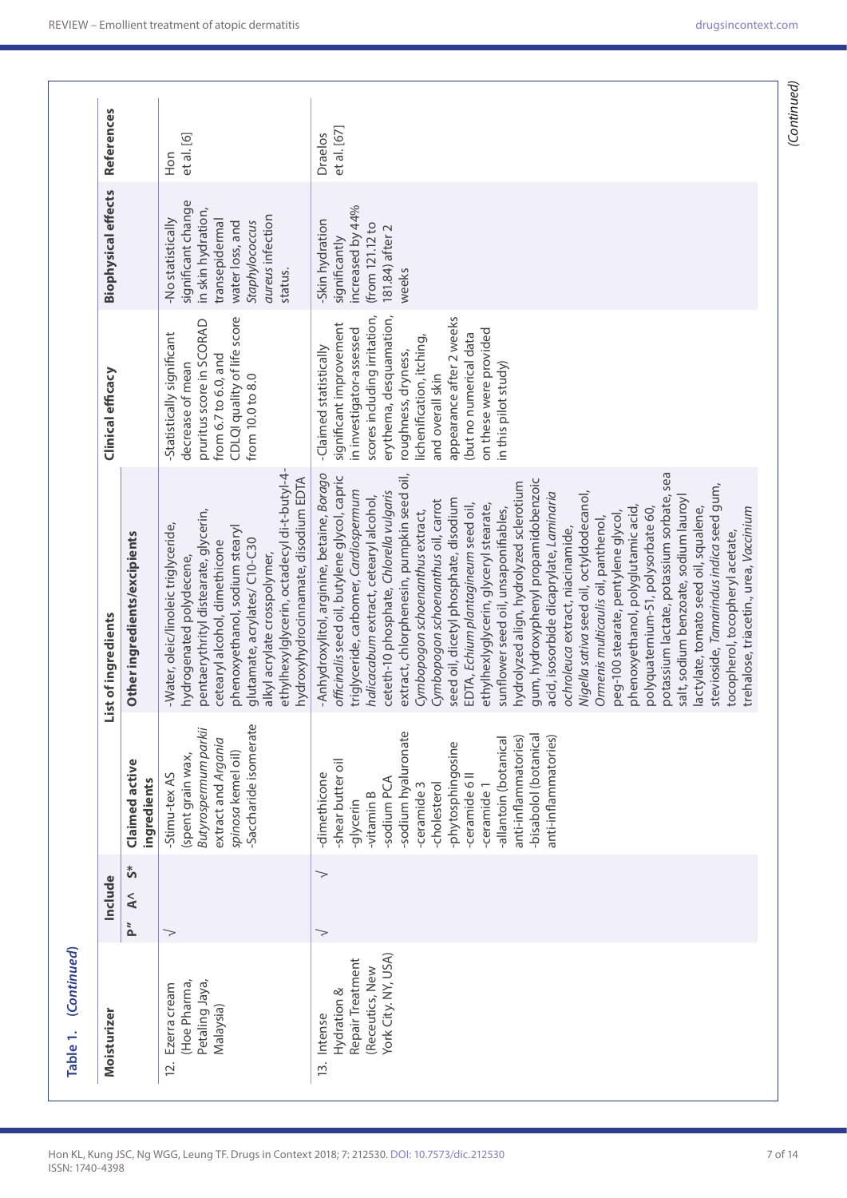**Table 1.** *(Continued)*

| Moisturizer | Include | | | Claimed active ingredients | List of ingredients | Clinical efficacy | Biophysical effects | References |
|---|---|---|---|---|---|---|---|---|
| | P" | A^ | S* | | Other ingredients/excipients | | | |
| 12. Ezerra cream (Hoe Pharma, Petaling Jaya, Malaysia) | √ | | | -Stimu-tex AS (spent grain wax, *Butyrospermum parkii* extract and *Argania spinosa* kernel oil) -Saccharide isomerate | -Water, oleic/linoleic triglyceride, hydrogenated polydecene, pentaerythrityl distearate, glycerin, cetearyl alcohol, dimethicone phenoxyethanol, sodium stearyl glutamate, acrylates/ C10-C30 alkyl acrylate crosspolymer, ethylhexylglycerin, octadecyl di-t-butyl-4-hydroxyhydrocinnamate, disodium EDTA | -Statistically significant decrease of mean pruritus score in SCORAD from 6.7 to 6.0, and CDLQI quality of life score from 10.0 to 8.0 | -No statistically significant change in skin hydration, transepidermal water loss, and *Staphylococcus aureus* infection status. | Hon et al. [6] |
| 13. Intense Hydration & Repair Treatment (Receutics, New York City, NY, USA) | √ | | √ | -dimethicone -shear butter oil -glycerin -vitamin B -sodium PCA -sodium hyaluronate -ceramide 3 -cholesterol -phytosphingosine -ceramide 6 II -ceramide 1 -allantoin (botanical anti-inflammatories) -bisabolol (botanical anti-inflammatories) | -Anhydroxylitol, arginine, betaine, *Borago officinalis* seed oil, butylene glycol, capric triglyceride, carbomer, *Cardiospermum halicacabum* extract, cetearyl alcohol, ceteth-10 phosphate, *Chlorella vulgaris* extract, chlorphenesin, pumpkin seed oil, *Cymbopogon schoenanthus* extract, *Cymbopogon schoenanthus* oil, carrot seed oil, dicetyl phosphate, disodium EDTA, *Echium plantagineum* seed oil, ethylhexylglycerin, glyceryl stearate, sunflower seed oil, unsaponifiables, hydrolyzed align, hydrolyzed sclerotium gum, hydroxyphenyl propamidobenzoic acid, isosorbide dicaprylate, *Laminaria ochroleuca* extract, niacinamide, *Nigella sativa* seed oil, octyldodecanol, *Ormenis multicaulis* oil, panthenol, peg-100 stearate, pentylene glycol, phenoxyethanol, polyglutamic acid, polyquaternium-51, polysorbate 60, potassium lactate, potassium sorbate, sea salt, sodium benzoate, sodium lauroyl lactylate, tomato seed oil, squalene, stevioside, *Tamarindus indica* seed gum, tocopherol, tocopheryl acetate, trehalose, triacetin, urea, *Vaccinium* | -Claimed statistically significant improvement in investigator-assessed scores including irritation, erythema, desquamation, roughness, dryness, lichenification, itching, and overall skin appearance after 2 weeks (but no numerical data on these were provided in this pilot study) | -Skin hydration significantly increased by 44% (from 121.12 to 181.84) after 2 weeks | Draelos et al. [67] |

*(Continued)*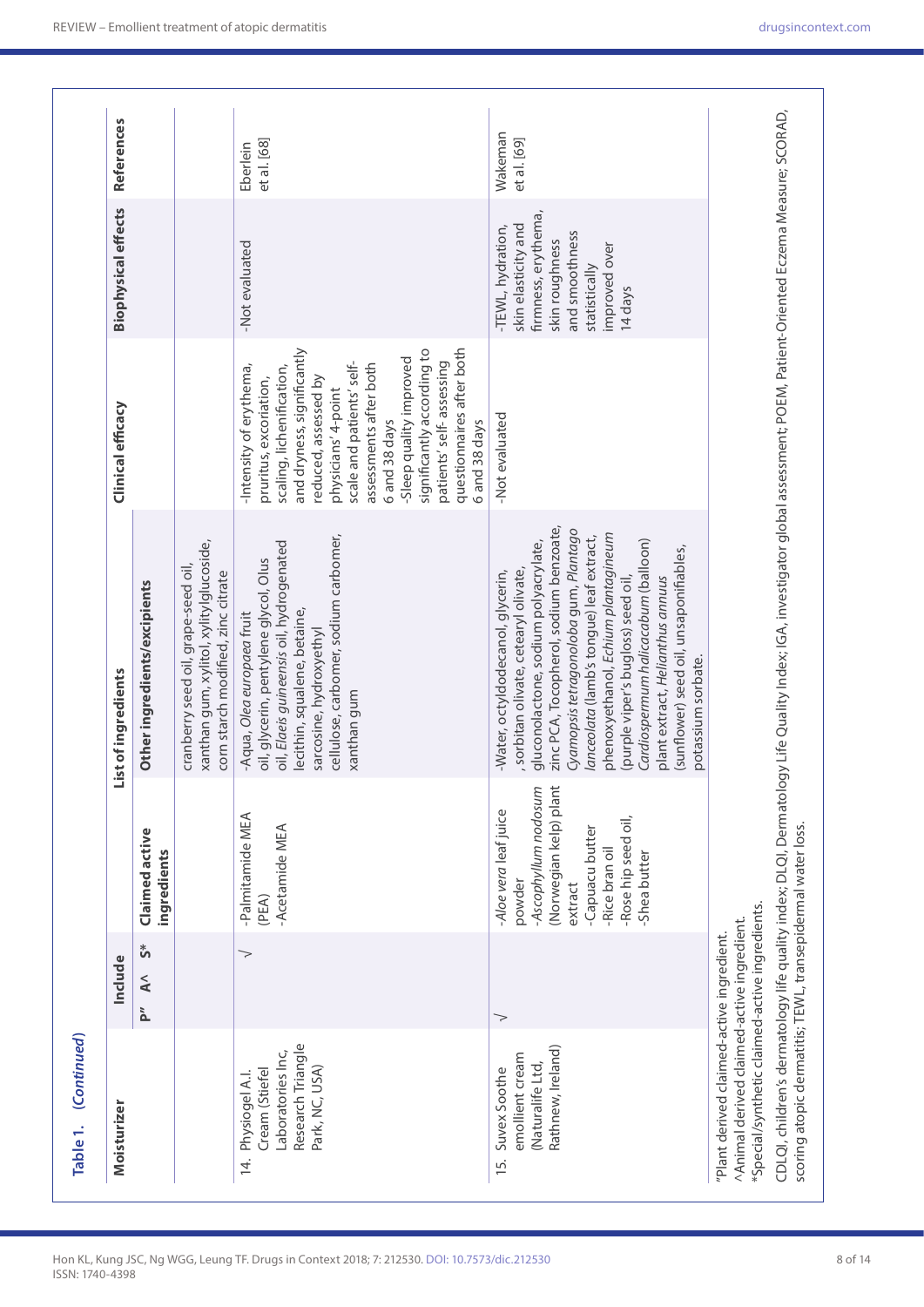**Table 1. (Continued)**

| Moisturizer | Include | | | List of ingredients | | Clinical efficacy | Biophysical effects | References |
|---|---|---|---|---|---|---|---|---|
| | P″ | A^ | S* | Claimed active ingredients | Other ingredients/excipients | | | |
| | | | | | cranberry seed oil, grape-seed oil, xanthan gum, xylitol, xylitylglucoside, corn starch modified, zinc citrate | | | |
| 14. Physiogel A.I. Cream (Stiefel Laboratories Inc, Research Triangle Park, NC, USA) | | | √ | -Palmitamide MEA (PEA)<br>-Acetamide MEA | -Aqua, *Olea europaea* fruit oil, glycerin, pentylene glycol, *Olus* oil, *Elaeis guineensis* oil, hydrogenated lecithin, squalene, betaine, sarcosine, hydroxyethyl cellulose, carbomer, sodium carbomer, xanthan gum | -Intensity of erythema, pruritus, excoriation, scaling, lichenification, and dryness, significantly reduced, assessed by physicians' 4-point scale and patients' self-assessments after both 6 and 38 days<br>-Sleep quality improved significantly according to patients' self- assessing questionnaires after both 6 and 38 days | -Not evaluated | Eberlein et al. [68] |
| 15. Suvex Soothe emollient cream (Naturalife Ltd, Rathnew, Ireland) | √ | | | -*Aloe vera* leaf juice powder<br>-*Ascophyllum nodosum* (Norwegian kelp) plant extract<br>-Capuacu butter<br>-Rice bran oil<br>-Rose hip seed oil,<br>-Shea butter | -Water, octyldodecanol, glycerin, , sorbitan olivate, cetearyl olivate, gluconolactone, sodium polyacrylate, zinc PCA, Tocopherol, sodium benzoate, *Gyamopsis tetragonoloba* gum, *Plantago lanceolata* (lamb's tongue) leaf extract, phenoxyethanol, *Echium plantagineum* (purple viper's bugloss) seed oil, *Cardiospermum halicacabum* (balloon) plant extract, *Helianthus annuus* (sunflower) seed oil, unsaponifiables, potassium sorbate. | -Not evaluated | -TEWL, hydration, skin elasticity and firmness, erythema, skin roughness and smoothness statistically improved over 14 days | Wakeman et al. [69] |

″Plant derived claimed-active ingredient.
^Animal derived claimed-active ingredient.
*Special/synthetic claimed-active ingredients.

CDLQI, children's dermatology life quality index; DLQI, Dermatology Life Quality Index; IGA, investigator global assessment; POEM, Patient-Oriented Eczema Measure; SCORAD, scoring atopic dermatitis; TEWL, transepidermal water loss.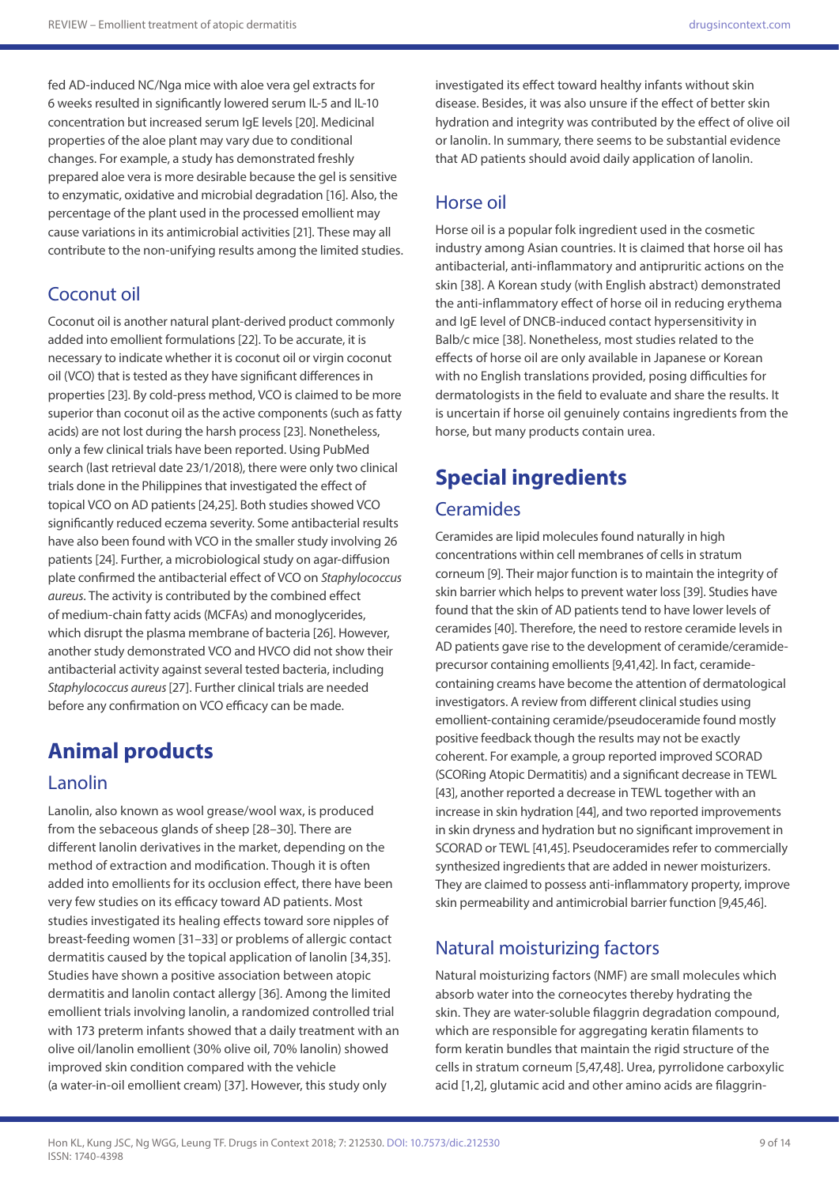fed AD-induced NC/Nga mice with aloe vera gel extracts for 6 weeks resulted in significantly lowered serum IL-5 and IL-10 concentration but increased serum IgE levels [20]. Medicinal properties of the aloe plant may vary due to conditional changes. For example, a study has demonstrated freshly prepared aloe vera is more desirable because the gel is sensitive to enzymatic, oxidative and microbial degradation [16]. Also, the percentage of the plant used in the processed emollient may cause variations in its antimicrobial activities [21]. These may all contribute to the non-unifying results among the limited studies.

### Coconut oil

Coconut oil is another natural plant-derived product commonly added into emollient formulations [22]. To be accurate, it is necessary to indicate whether it is coconut oil or virgin coconut oil (VCO) that is tested as they have significant differences in properties [23]. By cold-press method, VCO is claimed to be more superior than coconut oil as the active components (such as fatty acids) are not lost during the harsh process [23]. Nonetheless, only a few clinical trials have been reported. Using PubMed search (last retrieval date 23/1/2018), there were only two clinical trials done in the Philippines that investigated the effect of topical VCO on AD patients [24,25]. Both studies showed VCO significantly reduced eczema severity. Some antibacterial results have also been found with VCO in the smaller study involving 26 patients [24]. Further, a microbiological study on agar-diffusion plate confirmed the antibacterial effect of VCO on *Staphylococcus aureus*. The activity is contributed by the combined effect of medium-chain fatty acids (MCFAs) and monoglycerides, which disrupt the plasma membrane of bacteria [26]. However, another study demonstrated VCO and HVCO did not show their antibacterial activity against several tested bacteria, including *Staphylococcus aureus* [27]. Further clinical trials are needed before any confirmation on VCO efficacy can be made.

## Animal products

### Lanolin

Lanolin, also known as wool grease/wool wax, is produced from the sebaceous glands of sheep [28–30]. There are different lanolin derivatives in the market, depending on the method of extraction and modification. Though it is often added into emollients for its occlusion effect, there have been very few studies on its efficacy toward AD patients. Most studies investigated its healing effects toward sore nipples of breast-feeding women [31–33] or problems of allergic contact dermatitis caused by the topical application of lanolin [34,35]. Studies have shown a positive association between atopic dermatitis and lanolin contact allergy [36]. Among the limited emollient trials involving lanolin, a randomized controlled trial with 173 preterm infants showed that a daily treatment with an olive oil/lanolin emollient (30% olive oil, 70% lanolin) showed improved skin condition compared with the vehicle (a water-in-oil emollient cream) [37]. However, this study only investigated its effect toward healthy infants without skin disease. Besides, it was also unsure if the effect of better skin hydration and integrity was contributed by the effect of olive oil or lanolin. In summary, there seems to be substantial evidence that AD patients should avoid daily application of lanolin.

### Horse oil

Horse oil is a popular folk ingredient used in the cosmetic industry among Asian countries. It is claimed that horse oil has antibacterial, anti-inflammatory and antipruritic actions on the skin [38]. A Korean study (with English abstract) demonstrated the anti-inflammatory effect of horse oil in reducing erythema and IgE level of DNCB-induced contact hypersensitivity in Balb/c mice [38]. Nonetheless, most studies related to the effects of horse oil are only available in Japanese or Korean with no English translations provided, posing difficulties for dermatologists in the field to evaluate and share the results. It is uncertain if horse oil genuinely contains ingredients from the horse, but many products contain urea.

## Special ingredients

### Ceramides

Ceramides are lipid molecules found naturally in high concentrations within cell membranes of cells in stratum corneum [9]. Their major function is to maintain the integrity of skin barrier which helps to prevent water loss [39]. Studies have found that the skin of AD patients tend to have lower levels of ceramides [40]. Therefore, the need to restore ceramide levels in AD patients gave rise to the development of ceramide/ceramide-precursor containing emollients [9,41,42]. In fact, ceramide-containing creams have become the attention of dermatological investigators. A review from different clinical studies using emollient-containing ceramide/pseudoceramide found mostly positive feedback though the results may not be exactly coherent. For example, a group reported improved SCORAD (SCORing Atopic Dermatitis) and a significant decrease in TEWL [43], another reported a decrease in TEWL together with an increase in skin hydration [44], and two reported improvements in skin dryness and hydration but no significant improvement in SCORAD or TEWL [41,45]. Pseudoceramides refer to commercially synthesized ingredients that are added in newer moisturizers. They are claimed to possess anti-inflammatory property, improve skin permeability and antimicrobial barrier function [9,45,46].

### Natural moisturizing factors

Natural moisturizing factors (NMF) are small molecules which absorb water into the corneocytes thereby hydrating the skin. They are water-soluble filaggrin degradation compound, which are responsible for aggregating keratin filaments to form keratin bundles that maintain the rigid structure of the cells in stratum corneum [5,47,48]. Urea, pyrrolidone carboxylic acid [1,2], glutamic acid and other amino acids are filaggrin-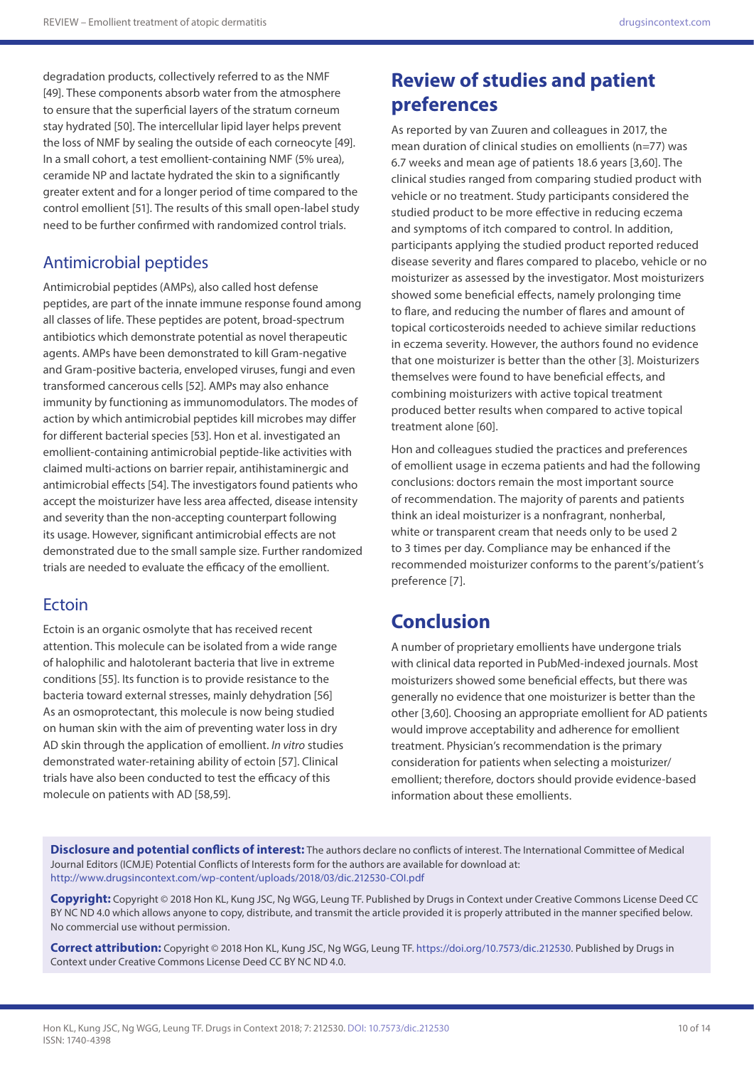degradation products, collectively referred to as the NMF [49]. These components absorb water from the atmosphere to ensure that the superficial layers of the stratum corneum stay hydrated [50]. The intercellular lipid layer helps prevent the loss of NMF by sealing the outside of each corneocyte [49]. In a small cohort, a test emollient-containing NMF (5% urea), ceramide NP and lactate hydrated the skin to a significantly greater extent and for a longer period of time compared to the control emollient [51]. The results of this small open-label study need to be further confirmed with randomized control trials.

## Antimicrobial peptides

Antimicrobial peptides (AMPs), also called host defense peptides, are part of the innate immune response found among all classes of life. These peptides are potent, broad-spectrum antibiotics which demonstrate potential as novel therapeutic agents. AMPs have been demonstrated to kill Gram-negative and Gram-positive bacteria, enveloped viruses, fungi and even transformed cancerous cells [52]. AMPs may also enhance immunity by functioning as immunomodulators. The modes of action by which antimicrobial peptides kill microbes may differ for different bacterial species [53]. Hon et al. investigated an emollient-containing antimicrobial peptide-like activities with claimed multi-actions on barrier repair, antihistaminergic and antimicrobial effects [54]. The investigators found patients who accept the moisturizer have less area affected, disease intensity and severity than the non-accepting counterpart following its usage. However, significant antimicrobial effects are not demonstrated due to the small sample size. Further randomized trials are needed to evaluate the efficacy of the emollient.

## Ectoin

Ectoin is an organic osmolyte that has received recent attention. This molecule can be isolated from a wide range of halophilic and halotolerant bacteria that live in extreme conditions [55]. Its function is to provide resistance to the bacteria toward external stresses, mainly dehydration [56] As an osmoprotectant, this molecule is now being studied on human skin with the aim of preventing water loss in dry AD skin through the application of emollient. *In vitro* studies demonstrated water-retaining ability of ectoin [57]. Clinical trials have also been conducted to test the efficacy of this molecule on patients with AD [58,59].

# Review of studies and patient preferences

As reported by van Zuuren and colleagues in 2017, the mean duration of clinical studies on emollients (n=77) was 6.7 weeks and mean age of patients 18.6 years [3,60]. The clinical studies ranged from comparing studied product with vehicle or no treatment. Study participants considered the studied product to be more effective in reducing eczema and symptoms of itch compared to control. In addition, participants applying the studied product reported reduced disease severity and flares compared to placebo, vehicle or no moisturizer as assessed by the investigator. Most moisturizers showed some beneficial effects, namely prolonging time to flare, and reducing the number of flares and amount of topical corticosteroids needed to achieve similar reductions in eczema severity. However, the authors found no evidence that one moisturizer is better than the other [3]. Moisturizers themselves were found to have beneficial effects, and combining moisturizers with active topical treatment produced better results when compared to active topical treatment alone [60].

Hon and colleagues studied the practices and preferences of emollient usage in eczema patients and had the following conclusions: doctors remain the most important source of recommendation. The majority of parents and patients think an ideal moisturizer is a nonfragrant, nonherbal, white or transparent cream that needs only to be used 2 to 3 times per day. Compliance may be enhanced if the recommended moisturizer conforms to the parent's/patient's preference [7].

# Conclusion

A number of proprietary emollients have undergone trials with clinical data reported in PubMed-indexed journals. Most moisturizers showed some beneficial effects, but there was generally no evidence that one moisturizer is better than the other [3,60]. Choosing an appropriate emollient for AD patients would improve acceptability and adherence for emollient treatment. Physician's recommendation is the primary consideration for patients when selecting a moisturizer/emollient; therefore, doctors should provide evidence-based information about these emollients.

**Disclosure and potential conflicts of interest:** The authors declare no conflicts of interest. The International Committee of Medical Journal Editors (ICMJE) Potential Conflicts of Interests form for the authors are available for download at: http://www.drugsincontext.com/wp-content/uploads/2018/03/dic.212530-COI.pdf

**Copyright:** Copyright © 2018 Hon KL, Kung JSC, Ng WGG, Leung TF. Published by Drugs in Context under Creative Commons License Deed CC BY NC ND 4.0 which allows anyone to copy, distribute, and transmit the article provided it is properly attributed in the manner specified below. No commercial use without permission.

**Correct attribution:** Copyright © 2018 Hon KL, Kung JSC, Ng WGG, Leung TF. https://doi.org/10.7573/dic.212530. Published by Drugs in Context under Creative Commons License Deed CC BY NC ND 4.0.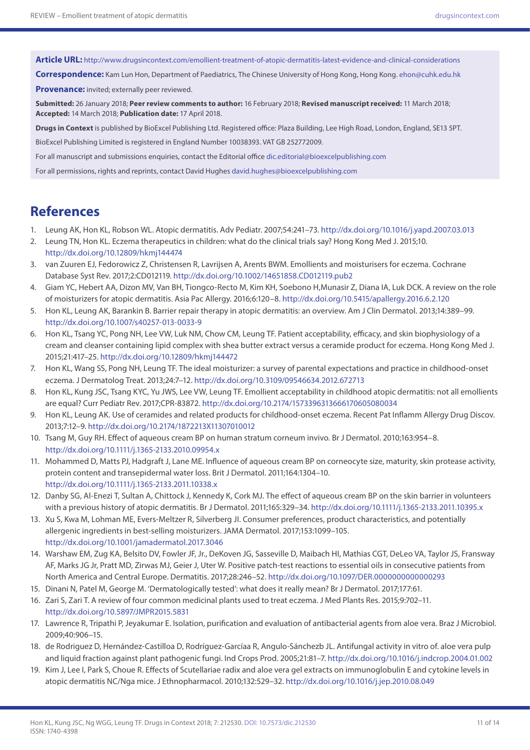**Article URL:** http://www.drugsincontext.com/emollient-treatment-of-atopic-dermatitis-latest-evidence-and-clinical-considerations

**Correspondence:** Kam Lun Hon, Department of Paediatrics, The Chinese University of Hong Kong, Hong Kong. ehon@cuhk.edu.hk

**Provenance:** invited; externally peer reviewed.

**Submitted:** 26 January 2018; **Peer review comments to author:** 16 February 2018; **Revised manuscript received:** 11 March 2018; **Accepted:** 14 March 2018; **Publication date:** 17 April 2018.

**Drugs in Context** is published by BioExcel Publishing Ltd. Registered office: Plaza Building, Lee High Road, London, England, SE13 5PT.

BioExcel Publishing Limited is registered in England Number 10038393. VAT GB 252772009.

For all manuscript and submissions enquiries, contact the Editorial office dic.editorial@bioexcelpublishing.com

For all permissions, rights and reprints, contact David Hughes david.hughes@bioexcelpublishing.com

# References

1. Leung AK, Hon KL, Robson WL. Atopic dermatitis. Adv Pediatr. 2007;54:241–73. http://dx.doi.org/10.1016/j.yapd.2007.03.013
2. Leung TN, Hon KL. Eczema therapeutics in children: what do the clinical trials say? Hong Kong Med J. 2015;10. http://dx.doi.org/10.12809/hkmj144474
3. van Zuuren EJ, Fedorowicz Z, Christensen R, Lavrijsen A, Arents BWM. Emollients and moisturisers for eczema. Cochrane Database Syst Rev. 2017;2:CD012119. http://dx.doi.org/10.1002/14651858.CD012119.pub2
4. Giam YC, Hebert AA, Dizon MV, Van BH, Tiongco-Recto M, Kim KH, Soebono H,Munasir Z, Diana IA, Luk DCK. A review on the role of moisturizers for atopic dermatitis. Asia Pac Allergy. 2016;6:120–8. http://dx.doi.org/10.5415/apallergy.2016.6.2.120
5. Hon KL, Leung AK, Barankin B. Barrier repair therapy in atopic dermatitis: an overview. Am J Clin Dermatol. 2013;14:389–99. http://dx.doi.org/10.1007/s40257-013-0033-9
6. Hon KL, Tsang YC, Pong NH, Lee VW, Luk NM, Chow CM, Leung TF. Patient acceptability, efficacy, and skin biophysiology of a cream and cleanser containing lipid complex with shea butter extract versus a ceramide product for eczema. Hong Kong Med J. 2015;21:417–25. http://dx.doi.org/10.12809/hkmj144472
7. Hon KL, Wang SS, Pong NH, Leung TF. The ideal moisturizer: a survey of parental expectations and practice in childhood-onset eczema. J Dermatolog Treat. 2013;24:7–12. http://dx.doi.org/10.3109/09546634.2012.672713
8. Hon KL, Kung JSC, Tsang KYC, Yu JWS, Lee VW, Leung TF. Emollient acceptability in childhood atopic dermatitis: not all emollients are equal? Curr Pediatr Rev. 2017;CPR-83872. http://dx.doi.org/10.2174/1573396313666170605080034
9. Hon KL, Leung AK. Use of ceramides and related products for childhood-onset eczema. Recent Pat Inflamm Allergy Drug Discov. 2013;7:12–9. http://dx.doi.org/10.2174/1872213X11307010012
10. Tsang M, Guy RH. Effect of aqueous cream BP on human stratum corneum invivo. Br J Dermatol. 2010;163:954–8. http://dx.doi.org/10.1111/j.1365-2133.2010.09954.x
11. Mohammed D, Matts PJ, Hadgraft J, Lane ME. Influence of aqueous cream BP on corneocyte size, maturity, skin protease activity, protein content and transepidermal water loss. Brit J Dermatol. 2011;164:1304–10. http://dx.doi.org/10.1111/j.1365-2133.2011.10338.x
12. Danby SG, Al-Enezi T, Sultan A, Chittock J, Kennedy K, Cork MJ. The effect of aqueous cream BP on the skin barrier in volunteers with a previous history of atopic dermatitis. Br J Dermatol. 2011;165:329–34. http://dx.doi.org/10.1111/j.1365-2133.2011.10395.x
13. Xu S, Kwa M, Lohman ME, Evers-Meltzer R, Silverberg JI. Consumer preferences, product characteristics, and potentially allergenic ingredients in best-selling moisturizers. JAMA Dermatol. 2017;153:1099–105. http://dx.doi.org/10.1001/jamadermatol.2017.3046
14. Warshaw EM, Zug KA, Belsito DV, Fowler JF, Jr., DeKoven JG, Sasseville D, Maibach HI, Mathias CGT, DeLeo VA, Taylor JS, Fransway AF, Marks JG Jr, Pratt MD, Zirwas MJ, Geier J, Uter W. Positive patch-test reactions to essential oils in consecutive patients from North America and Central Europe. Dermatitis. 2017;28:246–52. http://dx.doi.org/10.1097/DER.0000000000000293
15. Dinani N, Patel M, George M. 'Dermatologically tested': what does it really mean? Br J Dermatol. 2017;177:61.
16. Zari S, Zari T. A review of four common medicinal plants used to treat eczema. J Med Plants Res. 2015;9:702–11. http://dx.doi.org/10.5897/JMPR2015.5831
17. Lawrence R, Tripathi P, Jeyakumar E. Isolation, purification and evaluation of antibacterial agents from aloe vera. Braz J Microbiol. 2009;40:906–15.
18. de Rodriguez D, Hernández-Castilloa D, Rodríguez-Garcíaa R, Angulo-Sánchezb JL. Antifungal activity in vitro of. aloe vera pulp and liquid fraction against plant pathogenic fungi. Ind Crops Prod. 2005;21:81–7. http://dx.doi.org/10.1016/j.indcrop.2004.01.002
19. Kim J, Lee I, Park S, Choue R. Effects of Scutellariae radix and aloe vera gel extracts on immunoglobulin E and cytokine levels in atopic dermatitis NC/Nga mice. J Ethnopharmacol. 2010;132:529–32. http://dx.doi.org/10.1016/j.jep.2010.08.049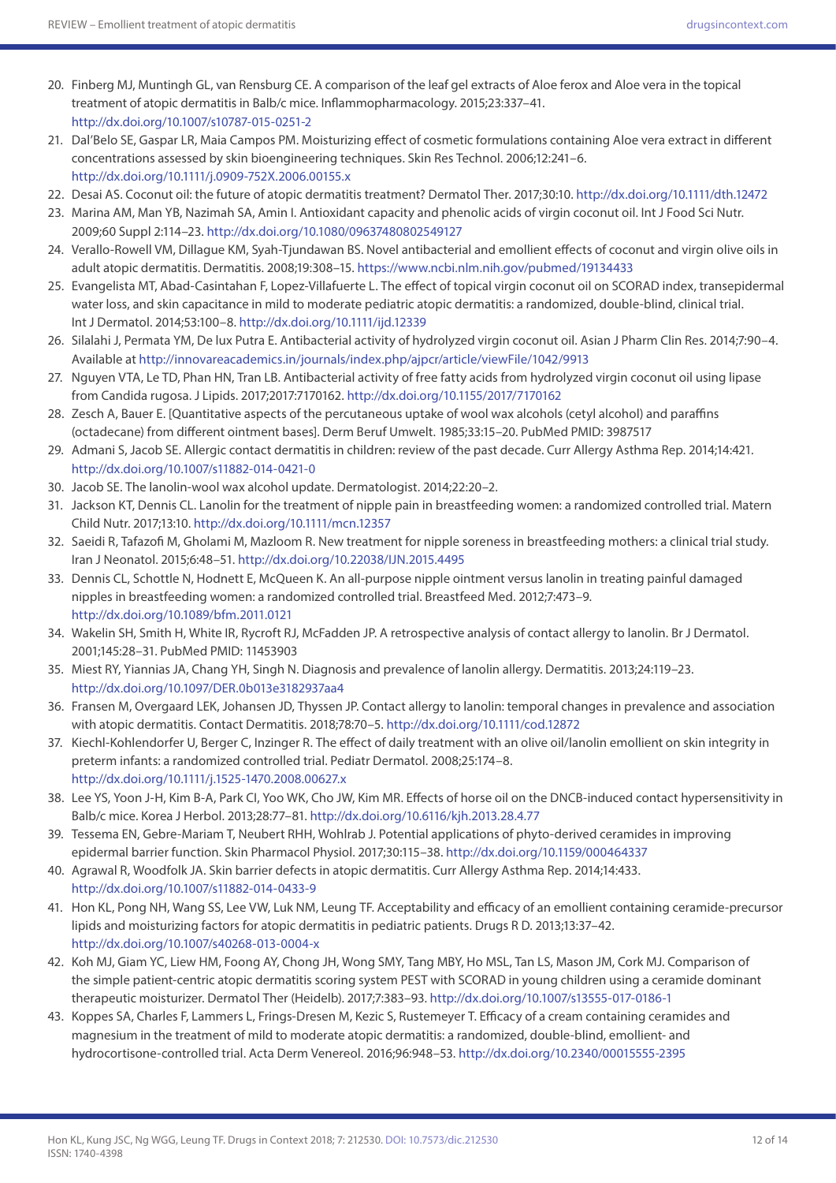20. Finberg MJ, Muntingh GL, van Rensburg CE. A comparison of the leaf gel extracts of Aloe ferox and Aloe vera in the topical treatment of atopic dermatitis in Balb/c mice. Inflammopharmacology. 2015;23:337–41. http://dx.doi.org/10.1007/s10787-015-0251-2
21. Dal'Belo SE, Gaspar LR, Maia Campos PM. Moisturizing effect of cosmetic formulations containing Aloe vera extract in different concentrations assessed by skin bioengineering techniques. Skin Res Technol. 2006;12:241–6. http://dx.doi.org/10.1111/j.0909-752X.2006.00155.x
22. Desai AS. Coconut oil: the future of atopic dermatitis treatment? Dermatol Ther. 2017;30:10. http://dx.doi.org/10.1111/dth.12472
23. Marina AM, Man YB, Nazimah SA, Amin I. Antioxidant capacity and phenolic acids of virgin coconut oil. Int J Food Sci Nutr. 2009;60 Suppl 2:114–23. http://dx.doi.org/10.1080/09637480802549127
24. Verallo-Rowell VM, Dillague KM, Syah-Tjundawan BS. Novel antibacterial and emollient effects of coconut and virgin olive oils in adult atopic dermatitis. Dermatitis. 2008;19:308–15. https://www.ncbi.nlm.nih.gov/pubmed/19134433
25. Evangelista MT, Abad-Casintahan F, Lopez-Villafuerte L. The effect of topical virgin coconut oil on SCORAD index, transepidermal water loss, and skin capacitance in mild to moderate pediatric atopic dermatitis: a randomized, double-blind, clinical trial. Int J Dermatol. 2014;53:100–8. http://dx.doi.org/10.1111/ijd.12339
26. Silalahi J, Permata YM, De lux Putra E. Antibacterial activity of hydrolyzed virgin coconut oil. Asian J Pharm Clin Res. 2014;7:90–4. Available at http://innovareacademics.in/journals/index.php/ajpcr/article/viewFile/1042/9913
27. Nguyen VTA, Le TD, Phan HN, Tran LB. Antibacterial activity of free fatty acids from hydrolyzed virgin coconut oil using lipase from Candida rugosa. J Lipids. 2017;2017:7170162. http://dx.doi.org/10.1155/2017/7170162
28. Zesch A, Bauer E. [Quantitative aspects of the percutaneous uptake of wool wax alcohols (cetyl alcohol) and paraffins (octadecane) from different ointment bases]. Derm Beruf Umwelt. 1985;33:15–20. PubMed PMID: 3987517
29. Admani S, Jacob SE. Allergic contact dermatitis in children: review of the past decade. Curr Allergy Asthma Rep. 2014;14:421. http://dx.doi.org/10.1007/s11882-014-0421-0
30. Jacob SE. The lanolin-wool wax alcohol update. Dermatologist. 2014;22:20–2.
31. Jackson KT, Dennis CL. Lanolin for the treatment of nipple pain in breastfeeding women: a randomized controlled trial. Matern Child Nutr. 2017;13:10. http://dx.doi.org/10.1111/mcn.12357
32. Saeidi R, Tafazofi M, Gholami M, Mazloom R. New treatment for nipple soreness in breastfeeding mothers: a clinical trial study. Iran J Neonatol. 2015;6:48–51. http://dx.doi.org/10.22038/IJN.2015.4495
33. Dennis CL, Schottle N, Hodnett E, McQueen K. An all-purpose nipple ointment versus lanolin in treating painful damaged nipples in breastfeeding women: a randomized controlled trial. Breastfeed Med. 2012;7:473–9. http://dx.doi.org/10.1089/bfm.2011.0121
34. Wakelin SH, Smith H, White IR, Rycroft RJ, McFadden JP. A retrospective analysis of contact allergy to lanolin. Br J Dermatol. 2001;145:28–31. PubMed PMID: 11453903
35. Miest RY, Yiannias JA, Chang YH, Singh N. Diagnosis and prevalence of lanolin allergy. Dermatitis. 2013;24:119–23. http://dx.doi.org/10.1097/DER.0b013e3182937aa4
36. Fransen M, Overgaard LEK, Johansen JD, Thyssen JP. Contact allergy to lanolin: temporal changes in prevalence and association with atopic dermatitis. Contact Dermatitis. 2018;78:70–5. http://dx.doi.org/10.1111/cod.12872
37. Kiechl-Kohlendorfer U, Berger C, Inzinger R. The effect of daily treatment with an olive oil/lanolin emollient on skin integrity in preterm infants: a randomized controlled trial. Pediatr Dermatol. 2008;25:174–8. http://dx.doi.org/10.1111/j.1525-1470.2008.00627.x
38. Lee YS, Yoon J-H, Kim B-A, Park CI, Yoo WK, Cho JW, Kim MR. Effects of horse oil on the DNCB-induced contact hypersensitivity in Balb/c mice. Korea J Herbol. 2013;28:77–81. http://dx.doi.org/10.6116/kjh.2013.28.4.77
39. Tessema EN, Gebre-Mariam T, Neubert RHH, Wohlrab J. Potential applications of phyto-derived ceramides in improving epidermal barrier function. Skin Pharmacol Physiol. 2017;30:115–38. http://dx.doi.org/10.1159/000464337
40. Agrawal R, Woodfolk JA. Skin barrier defects in atopic dermatitis. Curr Allergy Asthma Rep. 2014;14:433. http://dx.doi.org/10.1007/s11882-014-0433-9
41. Hon KL, Pong NH, Wang SS, Lee VW, Luk NM, Leung TF. Acceptability and efficacy of an emollient containing ceramide-precursor lipids and moisturizing factors for atopic dermatitis in pediatric patients. Drugs R D. 2013;13:37–42. http://dx.doi.org/10.1007/s40268-013-0004-x
42. Koh MJ, Giam YC, Liew HM, Foong AY, Chong JH, Wong SMY, Tang MBY, Ho MSL, Tan LS, Mason JM, Cork MJ. Comparison of the simple patient-centric atopic dermatitis scoring system PEST with SCORAD in young children using a ceramide dominant therapeutic moisturizer. Dermatol Ther (Heidelb). 2017;7:383–93. http://dx.doi.org/10.1007/s13555-017-0186-1
43. Koppes SA, Charles F, Lammers L, Frings-Dresen M, Kezic S, Rustemeyer T. Efficacy of a cream containing ceramides and magnesium in the treatment of mild to moderate atopic dermatitis: a randomized, double-blind, emollient- and hydrocortisone-controlled trial. Acta Derm Venereol. 2016;96:948–53. http://dx.doi.org/10.2340/00015555-2395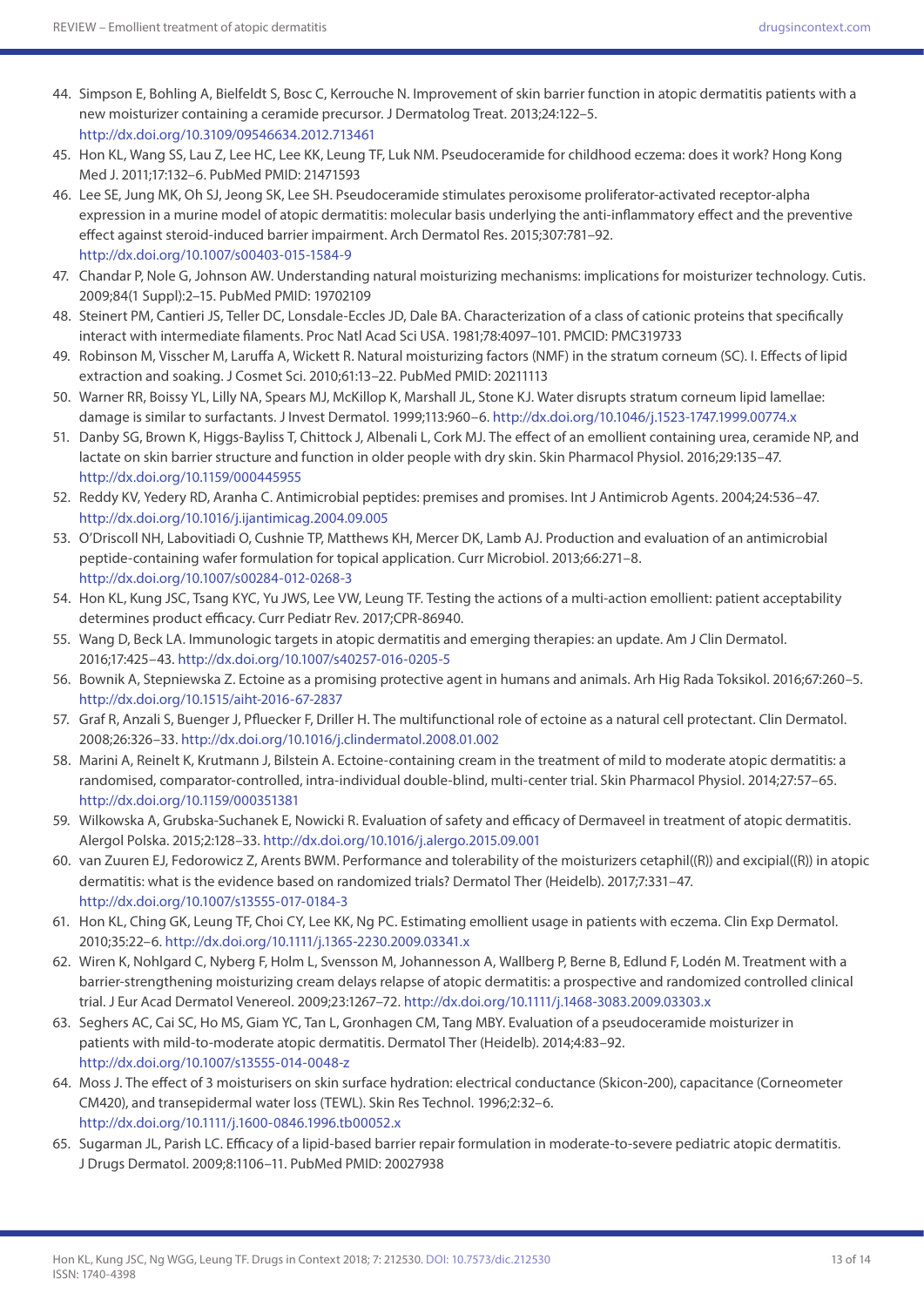44. Simpson E, Bohling A, Bielfeldt S, Bosc C, Kerrouche N. Improvement of skin barrier function in atopic dermatitis patients with a new moisturizer containing a ceramide precursor. J Dermatolog Treat. 2013;24:122–5. http://dx.doi.org/10.3109/09546634.2012.713461
45. Hon KL, Wang SS, Lau Z, Lee HC, Lee KK, Leung TF, Luk NM. Pseudoceramide for childhood eczema: does it work? Hong Kong Med J. 2011;17:132–6. PubMed PMID: 21471593
46. Lee SE, Jung MK, Oh SJ, Jeong SK, Lee SH. Pseudoceramide stimulates peroxisome proliferator-activated receptor-alpha expression in a murine model of atopic dermatitis: molecular basis underlying the anti-inflammatory effect and the preventive effect against steroid-induced barrier impairment. Arch Dermatol Res. 2015;307:781–92. http://dx.doi.org/10.1007/s00403-015-1584-9
47. Chandar P, Nole G, Johnson AW. Understanding natural moisturizing mechanisms: implications for moisturizer technology. Cutis. 2009;84(1 Suppl):2–15. PubMed PMID: 19702109
48. Steinert PM, Cantieri JS, Teller DC, Lonsdale-Eccles JD, Dale BA. Characterization of a class of cationic proteins that specifically interact with intermediate filaments. Proc Natl Acad Sci USA. 1981;78:4097–101. PMCID: PMC319733
49. Robinson M, Visscher M, Laruffa A, Wickett R. Natural moisturizing factors (NMF) in the stratum corneum (SC). I. Effects of lipid extraction and soaking. J Cosmet Sci. 2010;61:13–22. PubMed PMID: 20211113
50. Warner RR, Boissy YL, Lilly NA, Spears MJ, McKillop K, Marshall JL, Stone KJ. Water disrupts stratum corneum lipid lamellae: damage is similar to surfactants. J Invest Dermatol. 1999;113:960–6. http://dx.doi.org/10.1046/j.1523-1747.1999.00774.x
51. Danby SG, Brown K, Higgs-Bayliss T, Chittock J, Albenali L, Cork MJ. The effect of an emollient containing urea, ceramide NP, and lactate on skin barrier structure and function in older people with dry skin. Skin Pharmacol Physiol. 2016;29:135–47. http://dx.doi.org/10.1159/000445955
52. Reddy KV, Yedery RD, Aranha C. Antimicrobial peptides: premises and promises. Int J Antimicrob Agents. 2004;24:536–47. http://dx.doi.org/10.1016/j.ijantimicag.2004.09.005
53. O'Driscoll NH, Labovitiadi O, Cushnie TP, Matthews KH, Mercer DK, Lamb AJ. Production and evaluation of an antimicrobial peptide-containing wafer formulation for topical application. Curr Microbiol. 2013;66:271–8. http://dx.doi.org/10.1007/s00284-012-0268-3
54. Hon KL, Kung JSC, Tsang KYC, Yu JWS, Lee VW, Leung TF. Testing the actions of a multi-action emollient: patient acceptability determines product efficacy. Curr Pediatr Rev. 2017;CPR-86940.
55. Wang D, Beck LA. Immunologic targets in atopic dermatitis and emerging therapies: an update. Am J Clin Dermatol. 2016;17:425–43. http://dx.doi.org/10.1007/s40257-016-0205-5
56. Bownik A, Stepniewska Z. Ectoine as a promising protective agent in humans and animals. Arh Hig Rada Toksikol. 2016;67:260–5. http://dx.doi.org/10.1515/aiht-2016-67-2837
57. Graf R, Anzali S, Buenger J, Pfluecker F, Driller H. The multifunctional role of ectoine as a natural cell protectant. Clin Dermatol. 2008;26:326–33. http://dx.doi.org/10.1016/j.clindermatol.2008.01.002
58. Marini A, Reinelt K, Krutmann J, Bilstein A. Ectoine-containing cream in the treatment of mild to moderate atopic dermatitis: a randomised, comparator-controlled, intra-individual double-blind, multi-center trial. Skin Pharmacol Physiol. 2014;27:57–65. http://dx.doi.org/10.1159/000351381
59. Wilkowska A, Grubska-Suchanek E, Nowicki R. Evaluation of safety and efficacy of Dermaveel in treatment of atopic dermatitis. Alergol Polska. 2015;2:128–33. http://dx.doi.org/10.1016/j.alergo.2015.09.001
60. van Zuuren EJ, Fedorowicz Z, Arents BWM. Performance and tolerability of the moisturizers cetaphil((R)) and excipial((R)) in atopic dermatitis: what is the evidence based on randomized trials? Dermatol Ther (Heidelb). 2017;7:331–47. http://dx.doi.org/10.1007/s13555-017-0184-3
61. Hon KL, Ching GK, Leung TF, Choi CY, Lee KK, Ng PC. Estimating emollient usage in patients with eczema. Clin Exp Dermatol. 2010;35:22–6. http://dx.doi.org/10.1111/j.1365-2230.2009.03341.x
62. Wiren K, Nohlgard C, Nyberg F, Holm L, Svensson M, Johannesson A, Wallberg P, Berne B, Edlund F, Lodén M. Treatment with a barrier-strengthening moisturizing cream delays relapse of atopic dermatitis: a prospective and randomized controlled clinical trial. J Eur Acad Dermatol Venereol. 2009;23:1267–72. http://dx.doi.org/10.1111/j.1468-3083.2009.03303.x
63. Seghers AC, Cai SC, Ho MS, Giam YC, Tan L, Gronhagen CM, Tang MBY. Evaluation of a pseudoceramide moisturizer in patients with mild-to-moderate atopic dermatitis. Dermatol Ther (Heidelb). 2014;4:83–92. http://dx.doi.org/10.1007/s13555-014-0048-z
64. Moss J. The effect of 3 moisturisers on skin surface hydration: electrical conductance (Skicon-200), capacitance (Corneometer CM420), and transepidermal water loss (TEWL). Skin Res Technol. 1996;2:32–6. http://dx.doi.org/10.1111/j.1600-0846.1996.tb00052.x
65. Sugarman JL, Parish LC. Efficacy of a lipid-based barrier repair formulation in moderate-to-severe pediatric atopic dermatitis. J Drugs Dermatol. 2009;8:1106–11. PubMed PMID: 20027938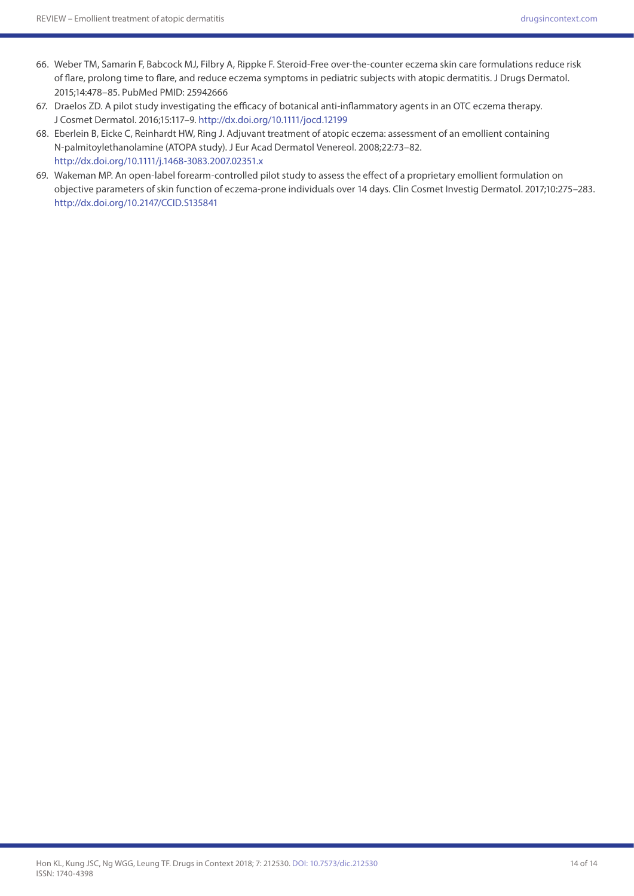66. Weber TM, Samarin F, Babcock MJ, Filbry A, Rippke F. Steroid-Free over-the-counter eczema skin care formulations reduce risk of flare, prolong time to flare, and reduce eczema symptoms in pediatric subjects with atopic dermatitis. J Drugs Dermatol. 2015;14:478–85. PubMed PMID: 25942666
67. Draelos ZD. A pilot study investigating the efficacy of botanical anti-inflammatory agents in an OTC eczema therapy. J Cosmet Dermatol. 2016;15:117–9. http://dx.doi.org/10.1111/jocd.12199
68. Eberlein B, Eicke C, Reinhardt HW, Ring J. Adjuvant treatment of atopic eczema: assessment of an emollient containing N-palmitoylethanolamine (ATOPA study). J Eur Acad Dermatol Venereol. 2008;22:73–82. http://dx.doi.org/10.1111/j.1468-3083.2007.02351.x
69. Wakeman MP. An open-label forearm-controlled pilot study to assess the effect of a proprietary emollient formulation on objective parameters of skin function of eczema-prone individuals over 14 days. Clin Cosmet Investig Dermatol. 2017;10:275–283. http://dx.doi.org/10.2147/CCID.S135841